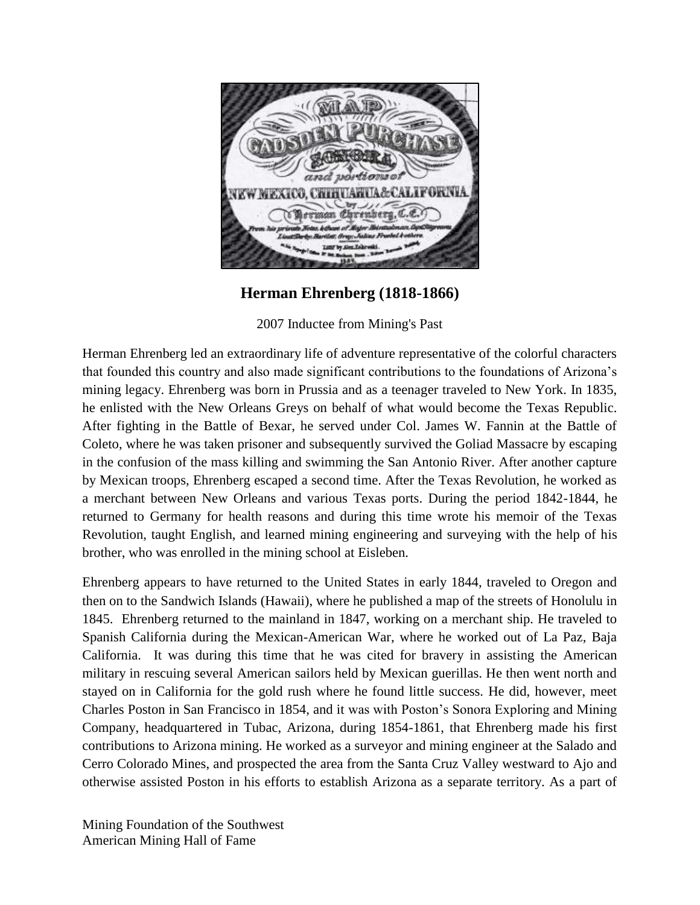# Herman Ehrenberg (1818-1866)

2007 Inductee from Mining's Past

Herman Ehrenberg led an extraordinary life of adventure representative of the colorful characters that founded this country and also made significant contributions to the foundations of Arizona's mining legacy. Ehrenberg was born in Prussia and as a teenager traveled to New York. In 1835, he enlisted with the New Orleans Greys on behalf of what would become the Texas Republic. After fighting in the Battle of Bexar, he served under Col. James W. Fannin at the Battle of Coleto, where he was taken prisoner and subsequently survived the Goliad Massacre by escaping in the confusion of the mass killing and swimming the San Antonio River. After another capture by Mexican troops, Ehrenberg escaped a second time. After the Texas Revolution, he worked as a merchant between New Orleans and various Texas ports. During the period 1842-1844, he returned to Germany for health reasons and during this time wrote his memoir of the Texas Revolution, taught English, and learned mining engineering and surveying with the help of his brother, who was enrolled in the mining school at Eisleben.

Ehrenberg appears to have returned to the United States in early 1844, traveled to Oregon and then on to the Sandwich Islands (Hawaii), where he published a map of the streets of Honolulu in 1845. Ehrenberg returned to the mainland in 1847, working on a merchant ship. He traveled to Spanish California during the Mexican-American War, where he worked out of La Paz, Baja California. It was during this time that he was cited for bravery in assisting the American military in rescuing several American sailors held by Mexican guerillas. He then went north and stayed on in California for the gold rush where he found little success. He did, however, meet Charles Poston in San Francisco in 1854, and it was with Poston's Sonora Exploring and Mining Company, headquartered in Tubac, Arizona, during 1854-1861, that Ehrenberg made his first contributions to Arizona mining. He worked as a surveyor and mining engineer at the Salado and Cerro Colorado Mines, and prospected the area from the Santa Cruz Valley westward to Ajo and otherwise assisted Poston in his efforts to establish Arizona as a separate territory. As a part of

Mining Foundation of the Southwest
American Mining Hall of Fame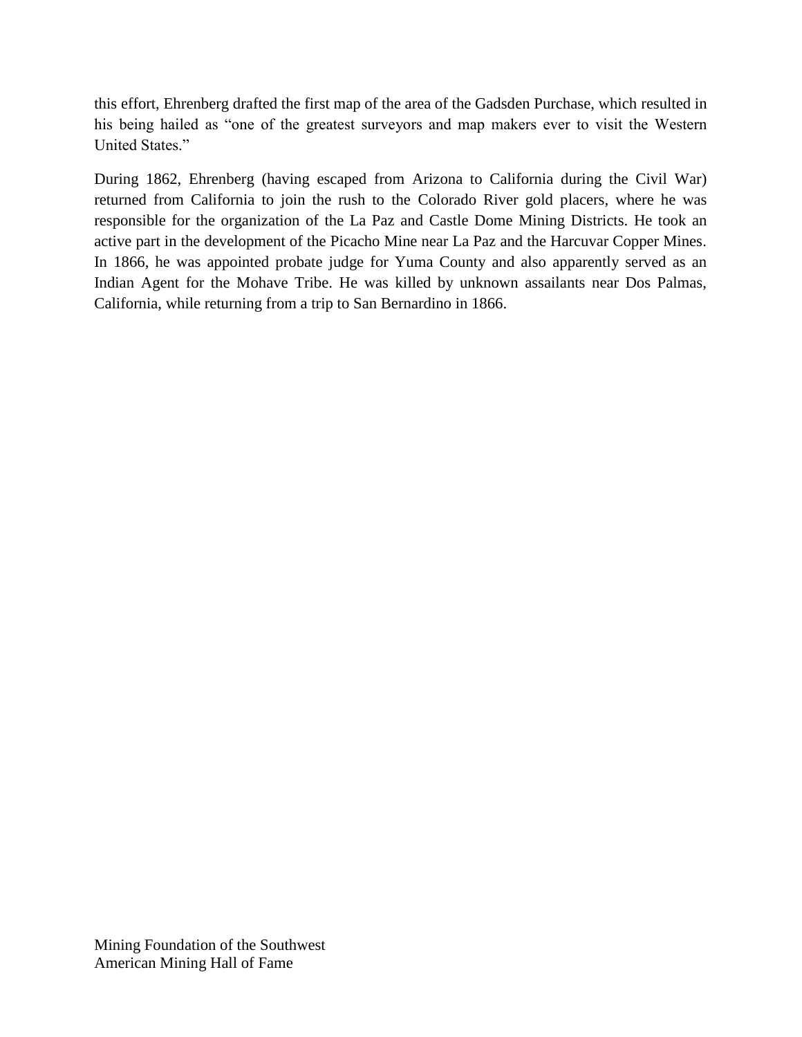this effort, Ehrenberg drafted the first map of the area of the Gadsden Purchase, which resulted in his being hailed as "one of the greatest surveyors and map makers ever to visit the Western United States."

During 1862, Ehrenberg (having escaped from Arizona to California during the Civil War) returned from California to join the rush to the Colorado River gold placers, where he was responsible for the organization of the La Paz and Castle Dome Mining Districts. He took an active part in the development of the Picacho Mine near La Paz and the Harcuvar Copper Mines. In 1866, he was appointed probate judge for Yuma County and also apparently served as an Indian Agent for the Mohave Tribe. He was killed by unknown assailants near Dos Palmas, California, while returning from a trip to San Bernardino in 1866.